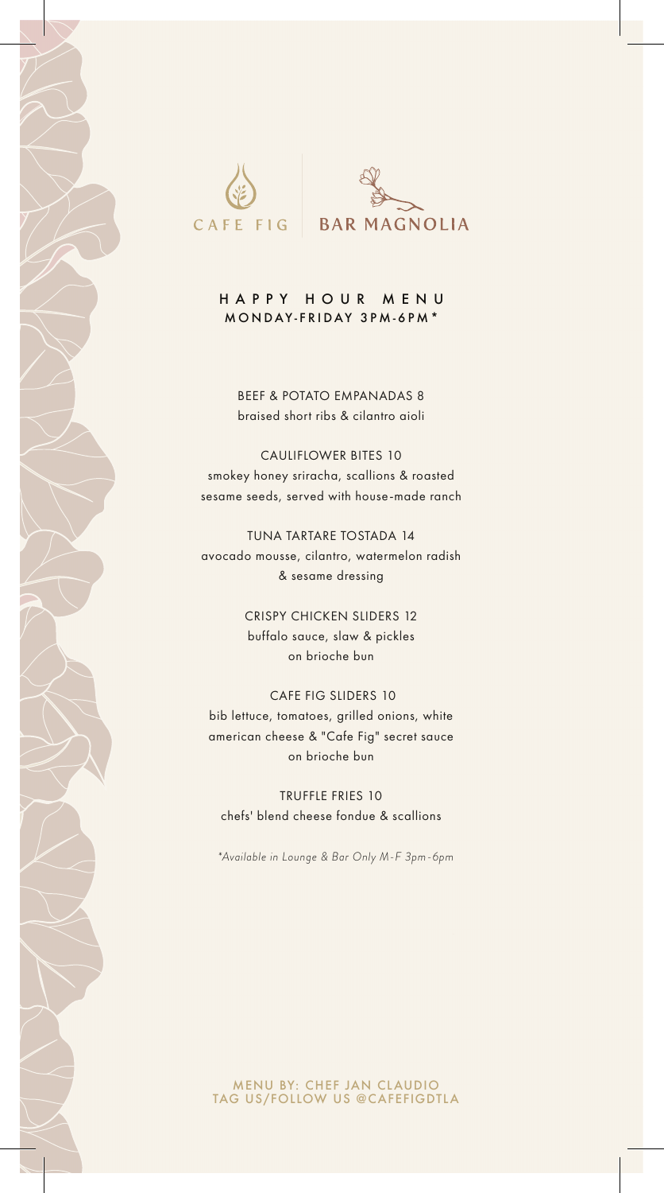CAFE FIG | BAR MAGNOLIA

# HAPPY HOUR MENU

## MONDAY-FRIDAY 3PM-6PM*

**BEEF & POTATO EMPANADAS 8**
braised short ribs & cilantro aioli

**CAULIFLOWER BITES 10**
smokey honey sriracha, scallions & roasted sesame seeds, served with house-made ranch

**TUNA TARTARE TOSTADA 14**
avocado mousse, cilantro, watermelon radish & sesame dressing

**CRISPY CHICKEN SLIDERS 12**
buffalo sauce, slaw & pickles on brioche bun

**CAFE FIG SLIDERS 10**
bib lettuce, tomatoes, grilled onions, white american cheese & "Cafe Fig" secret sauce on brioche bun

**TRUFFLE FRIES 10**
chefs' blend cheese fondue & scallions

*\*Available in Lounge & Bar Only M-F 3pm-6pm*

MENU BY: CHEF JAN CLAUDIO
TAG US/FOLLOW US @CAFEFIGDTLA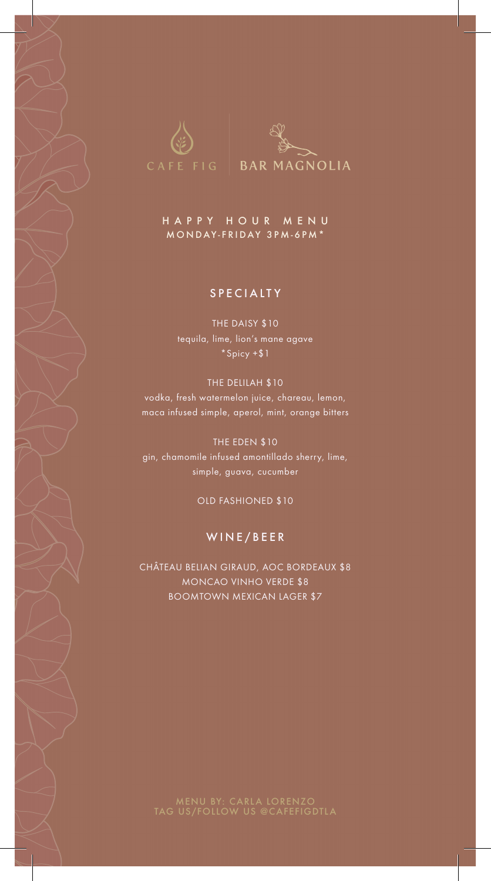CAFE FIG | BAR MAGNOLIA

# HAPPY HOUR MENU

MONDAY-FRIDAY 3PM-6PM*

## SPECIALTY

**THE DAISY $10**
tequila, lime, lion's mane agave
*Spicy +$1

**THE DELILAH $10**
vodka, fresh watermelon juice, chareau, lemon, maca infused simple, aperol, mint, orange bitters

**THE EDEN $10**
gin, chamomile infused amontillado sherry, lime, simple, guava, cucumber

**OLD FASHIONED $10**

## WINE/BEER

CHÂTEAU BELIAN GIRAUD, AOC BORDEAUX $8
MONCAO VINHO VERDE $8
BOOMTOWN MEXICAN LAGER $7

MENU BY: CARLA LORENZO
TAG US/FOLLOW US @CAFEFIGDTLA